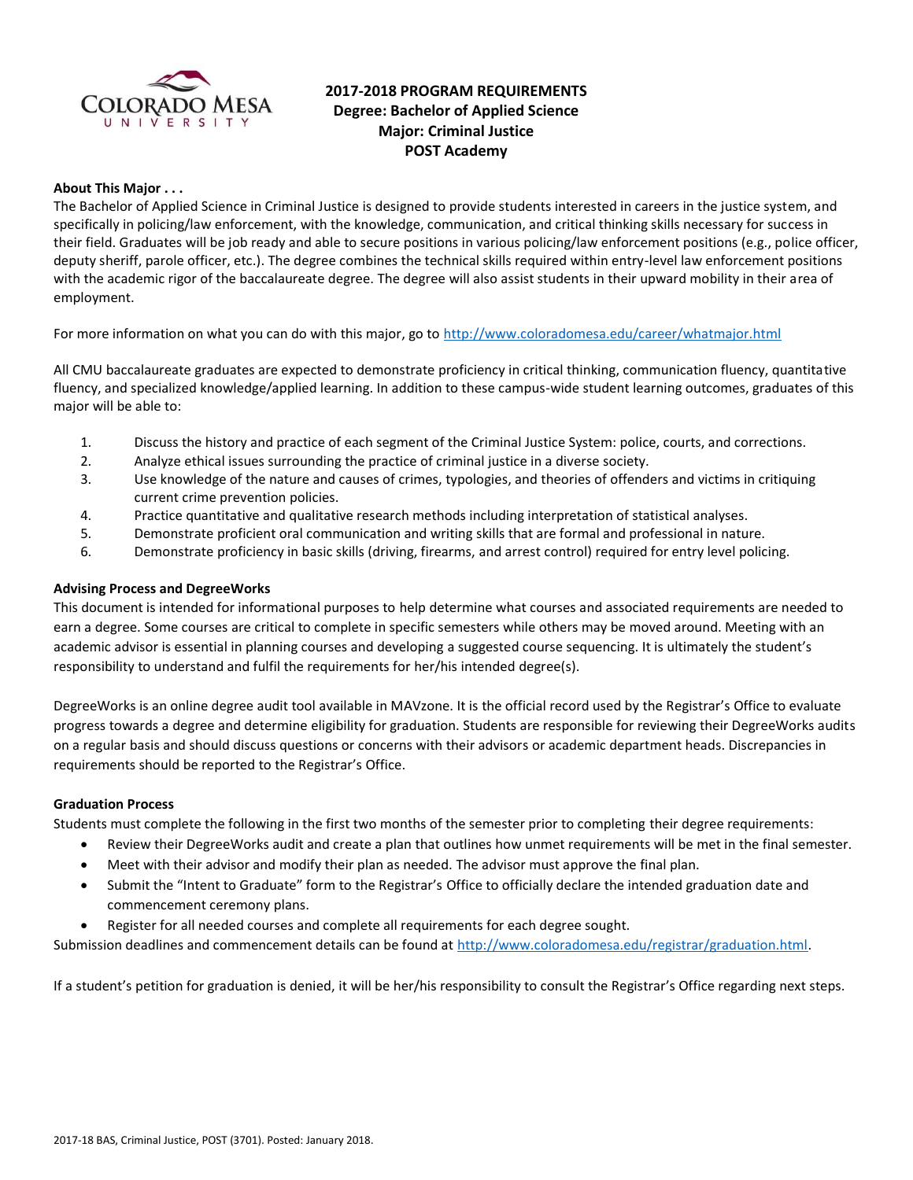# 2017-2018 PROGRAM REQUIREMENTS
## Degree: Bachelor of Applied Science
## Major: Criminal Justice
## POST Academy

**About This Major . . .**

The Bachelor of Applied Science in Criminal Justice is designed to provide students interested in careers in the justice system, and specifically in policing/law enforcement, with the knowledge, communication, and critical thinking skills necessary for success in their field. Graduates will be job ready and able to secure positions in various policing/law enforcement positions (e.g., police officer, deputy sheriff, parole officer, etc.). The degree combines the technical skills required within entry-level law enforcement positions with the academic rigor of the baccalaureate degree. The degree will also assist students in their upward mobility in their area of employment.

For more information on what you can do with this major, go to http://www.coloradomesa.edu/career/whatmajor.html

All CMU baccalaureate graduates are expected to demonstrate proficiency in critical thinking, communication fluency, quantitative fluency, and specialized knowledge/applied learning. In addition to these campus-wide student learning outcomes, graduates of this major will be able to:

1. Discuss the history and practice of each segment of the Criminal Justice System: police, courts, and corrections.
2. Analyze ethical issues surrounding the practice of criminal justice in a diverse society.
3. Use knowledge of the nature and causes of crimes, typologies, and theories of offenders and victims in critiquing current crime prevention policies.
4. Practice quantitative and qualitative research methods including interpretation of statistical analyses.
5. Demonstrate proficient oral communication and writing skills that are formal and professional in nature.
6. Demonstrate proficiency in basic skills (driving, firearms, and arrest control) required for entry level policing.

**Advising Process and DegreeWorks**

This document is intended for informational purposes to help determine what courses and associated requirements are needed to earn a degree. Some courses are critical to complete in specific semesters while others may be moved around. Meeting with an academic advisor is essential in planning courses and developing a suggested course sequencing. It is ultimately the student's responsibility to understand and fulfil the requirements for her/his intended degree(s).

DegreeWorks is an online degree audit tool available in MAVzone. It is the official record used by the Registrar's Office to evaluate progress towards a degree and determine eligibility for graduation. Students are responsible for reviewing their DegreeWorks audits on a regular basis and should discuss questions or concerns with their advisors or academic department heads. Discrepancies in requirements should be reported to the Registrar's Office.

**Graduation Process**

Students must complete the following in the first two months of the semester prior to completing their degree requirements:

- Review their DegreeWorks audit and create a plan that outlines how unmet requirements will be met in the final semester.
- Meet with their advisor and modify their plan as needed. The advisor must approve the final plan.
- Submit the "Intent to Graduate" form to the Registrar's Office to officially declare the intended graduation date and commencement ceremony plans.
- Register for all needed courses and complete all requirements for each degree sought.

Submission deadlines and commencement details can be found at http://www.coloradomesa.edu/registrar/graduation.html.

If a student's petition for graduation is denied, it will be her/his responsibility to consult the Registrar's Office regarding next steps.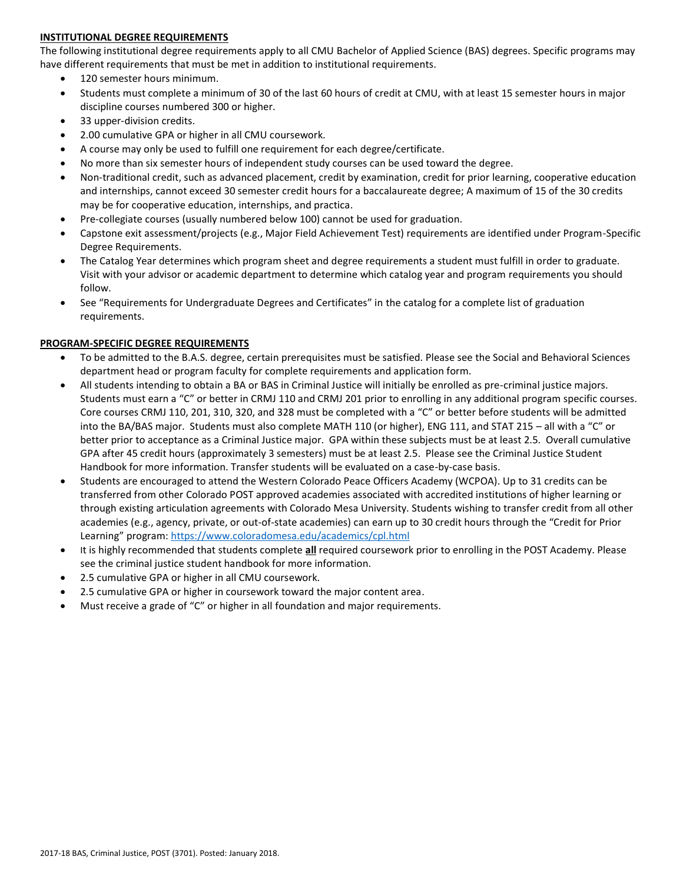**INSTITUTIONAL DEGREE REQUIREMENTS**

The following institutional degree requirements apply to all CMU Bachelor of Applied Science (BAS) degrees. Specific programs may have different requirements that must be met in addition to institutional requirements.

- 120 semester hours minimum.
- Students must complete a minimum of 30 of the last 60 hours of credit at CMU, with at least 15 semester hours in major discipline courses numbered 300 or higher.
- 33 upper-division credits.
- 2.00 cumulative GPA or higher in all CMU coursework.
- A course may only be used to fulfill one requirement for each degree/certificate.
- No more than six semester hours of independent study courses can be used toward the degree.
- Non-traditional credit, such as advanced placement, credit by examination, credit for prior learning, cooperative education and internships, cannot exceed 30 semester credit hours for a baccalaureate degree; A maximum of 15 of the 30 credits may be for cooperative education, internships, and practica.
- Pre-collegiate courses (usually numbered below 100) cannot be used for graduation.
- Capstone exit assessment/projects (e.g., Major Field Achievement Test) requirements are identified under Program-Specific Degree Requirements.
- The Catalog Year determines which program sheet and degree requirements a student must fulfill in order to graduate. Visit with your advisor or academic department to determine which catalog year and program requirements you should follow.
- See "Requirements for Undergraduate Degrees and Certificates" in the catalog for a complete list of graduation requirements.

**PROGRAM-SPECIFIC DEGREE REQUIREMENTS**

- To be admitted to the B.A.S. degree, certain prerequisites must be satisfied. Please see the Social and Behavioral Sciences department head or program faculty for complete requirements and application form.
- All students intending to obtain a BA or BAS in Criminal Justice will initially be enrolled as pre-criminal justice majors. Students must earn a "C" or better in CRMJ 110 and CRMJ 201 prior to enrolling in any additional program specific courses. Core courses CRMJ 110, 201, 310, 320, and 328 must be completed with a "C" or better before students will be admitted into the BA/BAS major. Students must also complete MATH 110 (or higher), ENG 111, and STAT 215 – all with a "C" or better prior to acceptance as a Criminal Justice major. GPA within these subjects must be at least 2.5. Overall cumulative GPA after 45 credit hours (approximately 3 semesters) must be at least 2.5. Please see the Criminal Justice Student Handbook for more information. Transfer students will be evaluated on a case-by-case basis.
- Students are encouraged to attend the Western Colorado Peace Officers Academy (WCPOA). Up to 31 credits can be transferred from other Colorado POST approved academies associated with accredited institutions of higher learning or through existing articulation agreements with Colorado Mesa University. Students wishing to transfer credit from all other academies (e.g., agency, private, or out-of-state academies) can earn up to 30 credit hours through the "Credit for Prior Learning" program: https://www.coloradomesa.edu/academics/cpl.html
- It is highly recommended that students complete **all** required coursework prior to enrolling in the POST Academy. Please see the criminal justice student handbook for more information.
- 2.5 cumulative GPA or higher in all CMU coursework.
- 2.5 cumulative GPA or higher in coursework toward the major content area.
- Must receive a grade of "C" or higher in all foundation and major requirements.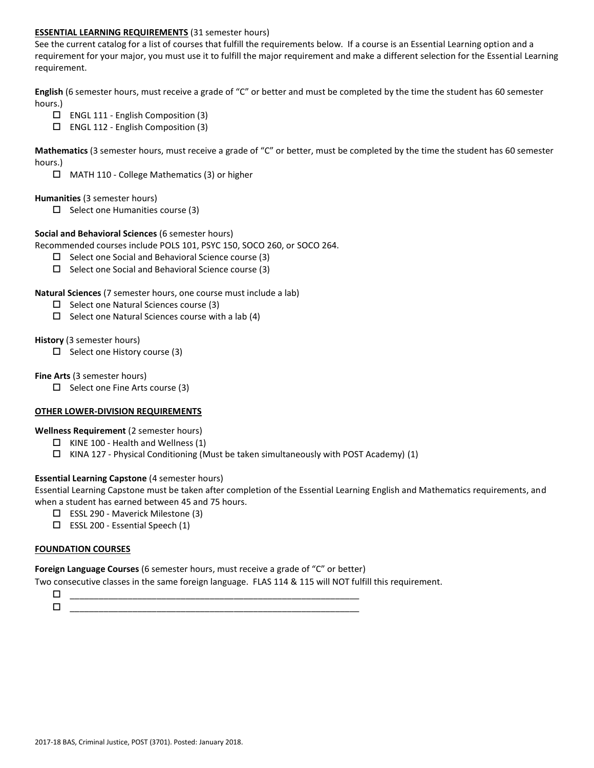**ESSENTIAL LEARNING REQUIREMENTS** (31 semester hours)

See the current catalog for a list of courses that fulfill the requirements below. If a course is an Essential Learning option and a requirement for your major, you must use it to fulfill the major requirement and make a different selection for the Essential Learning requirement.

**English** (6 semester hours, must receive a grade of "C" or better and must be completed by the time the student has 60 semester hours.)

- ☐ ENGL 111 - English Composition (3)
- ☐ ENGL 112 - English Composition (3)

**Mathematics** (3 semester hours, must receive a grade of "C" or better, must be completed by the time the student has 60 semester hours.)

- ☐ MATH 110 - College Mathematics (3) or higher

**Humanities** (3 semester hours)

- ☐ Select one Humanities course (3)

**Social and Behavioral Sciences** (6 semester hours)

Recommended courses include POLS 101, PSYC 150, SOCO 260, or SOCO 264.

- ☐ Select one Social and Behavioral Science course (3)
- ☐ Select one Social and Behavioral Science course (3)

**Natural Sciences** (7 semester hours, one course must include a lab)

- ☐ Select one Natural Sciences course (3)
- ☐ Select one Natural Sciences course with a lab (4)

**History** (3 semester hours)

- ☐ Select one History course (3)

**Fine Arts** (3 semester hours)

- ☐ Select one Fine Arts course (3)

**OTHER LOWER-DIVISION REQUIREMENTS**

**Wellness Requirement** (2 semester hours)

- ☐ KINE 100 - Health and Wellness (1)
- ☐ KINA 127 - Physical Conditioning (Must be taken simultaneously with POST Academy) (1)

**Essential Learning Capstone** (4 semester hours)

Essential Learning Capstone must be taken after completion of the Essential Learning English and Mathematics requirements, and when a student has earned between 45 and 75 hours.

- ☐ ESSL 290 - Maverick Milestone (3)
- ☐ ESSL 200 - Essential Speech (1)

**FOUNDATION COURSES**

**Foreign Language Courses** (6 semester hours, must receive a grade of "C" or better)

Two consecutive classes in the same foreign language. FLAS 114 & 115 will NOT fulfill this requirement.

- ☐ ____________________________________________________________
- ☐ ____________________________________________________________

2017-18 BAS, Criminal Justice, POST (3701). Posted: January 2018.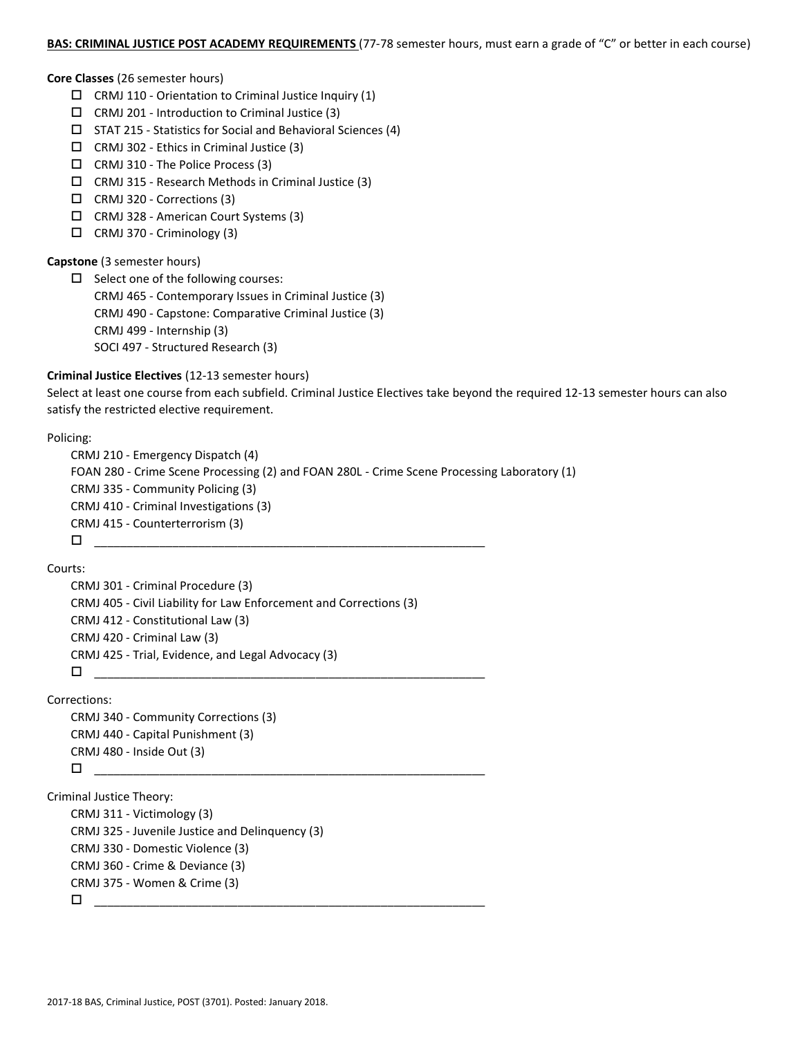**BAS: CRIMINAL JUSTICE POST ACADEMY REQUIREMENTS** (77-78 semester hours, must earn a grade of "C" or better in each course)

**Core Classes** (26 semester hours)

- ☐ CRMJ 110 - Orientation to Criminal Justice Inquiry (1)
- ☐ CRMJ 201 - Introduction to Criminal Justice (3)
- ☐ STAT 215 - Statistics for Social and Behavioral Sciences (4)
- ☐ CRMJ 302 - Ethics in Criminal Justice (3)
- ☐ CRMJ 310 - The Police Process (3)
- ☐ CRMJ 315 - Research Methods in Criminal Justice (3)
- ☐ CRMJ 320 - Corrections (3)
- ☐ CRMJ 328 - American Court Systems (3)
- ☐ CRMJ 370 - Criminology (3)

**Capstone** (3 semester hours)

- ☐ Select one of the following courses:
  CRMJ 465 - Contemporary Issues in Criminal Justice (3)
  CRMJ 490 - Capstone: Comparative Criminal Justice (3)
  CRMJ 499 - Internship (3)
  SOCI 497 - Structured Research (3)

**Criminal Justice Electives** (12-13 semester hours)

Select at least one course from each subfield. Criminal Justice Electives take beyond the required 12-13 semester hours can also satisfy the restricted elective requirement.

Policing:

CRMJ 210 - Emergency Dispatch (4)
FOAN 280 - Crime Scene Processing (2) and FOAN 280L - Crime Scene Processing Laboratory (1)
CRMJ 335 - Community Policing (3)
CRMJ 410 - Criminal Investigations (3)
CRMJ 415 - Counterterrorism (3)

☐ ____________________________________________________________

Courts:

CRMJ 301 - Criminal Procedure (3)
CRMJ 405 - Civil Liability for Law Enforcement and Corrections (3)
CRMJ 412 - Constitutional Law (3)
CRMJ 420 - Criminal Law (3)
CRMJ 425 - Trial, Evidence, and Legal Advocacy (3)

☐ ____________________________________________________________

Corrections:

CRMJ 340 - Community Corrections (3)
CRMJ 440 - Capital Punishment (3)
CRMJ 480 - Inside Out (3)

☐ ____________________________________________________________

Criminal Justice Theory:

CRMJ 311 - Victimology (3)
CRMJ 325 - Juvenile Justice and Delinquency (3)
CRMJ 330 - Domestic Violence (3)
CRMJ 360 - Crime & Deviance (3)
CRMJ 375 - Women & Crime (3)

☐ ____________________________________________________________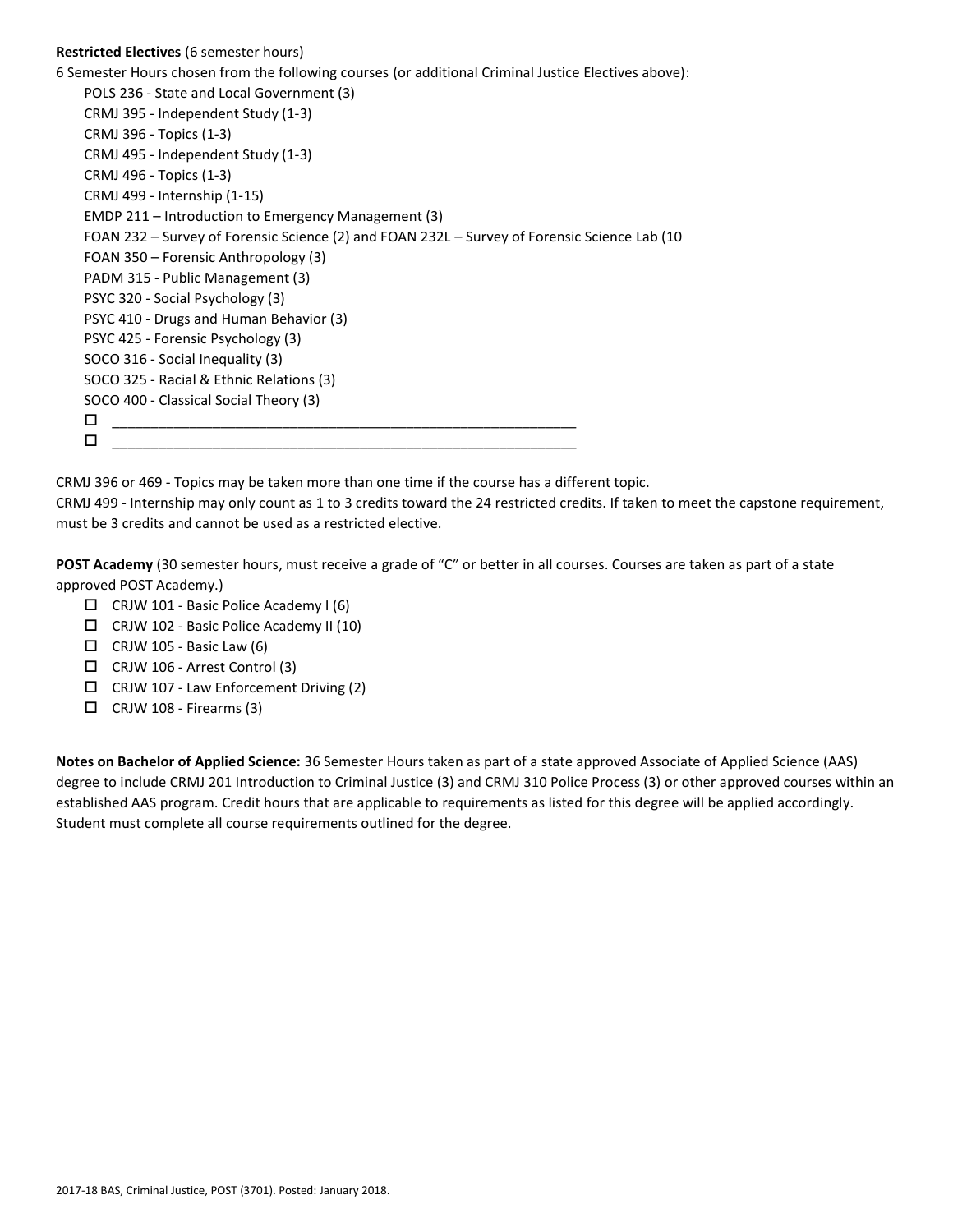**Restricted Electives** (6 semester hours)

6 Semester Hours chosen from the following courses (or additional Criminal Justice Electives above):

- POLS 236 - State and Local Government (3)
- CRMJ 395 - Independent Study (1-3)
- CRMJ 396 - Topics (1-3)
- CRMJ 495 - Independent Study (1-3)
- CRMJ 496 - Topics (1-3)
- CRMJ 499 - Internship (1-15)
- EMDP 211 – Introduction to Emergency Management (3)
- FOAN 232 – Survey of Forensic Science (2) and FOAN 232L – Survey of Forensic Science Lab (10
- FOAN 350 – Forensic Anthropology (3)
- PADM 315 - Public Management (3)
- PSYC 320 - Social Psychology (3)
- PSYC 410 - Drugs and Human Behavior (3)
- PSYC 425 - Forensic Psychology (3)
- SOCO 316 - Social Inequality (3)
- SOCO 325 - Racial & Ethnic Relations (3)
- SOCO 400 - Classical Social Theory (3)

- ☐ ____________________________________________________________
- ☐ ____________________________________________________________

CRMJ 396 or 469 - Topics may be taken more than one time if the course has a different topic.
CRMJ 499 - Internship may only count as 1 to 3 credits toward the 24 restricted credits. If taken to meet the capstone requirement, must be 3 credits and cannot be used as a restricted elective.

**POST Academy** (30 semester hours, must receive a grade of "C" or better in all courses. Courses are taken as part of a state approved POST Academy.)

- ☐ CRJW 101 - Basic Police Academy I (6)
- ☐ CRJW 102 - Basic Police Academy II (10)
- ☐ CRJW 105 - Basic Law (6)
- ☐ CRJW 106 - Arrest Control (3)
- ☐ CRJW 107 - Law Enforcement Driving (2)
- ☐ CRJW 108 - Firearms (3)

**Notes on Bachelor of Applied Science:** 36 Semester Hours taken as part of a state approved Associate of Applied Science (AAS) degree to include CRMJ 201 Introduction to Criminal Justice (3) and CRMJ 310 Police Process (3) or other approved courses within an established AAS program. Credit hours that are applicable to requirements as listed for this degree will be applied accordingly. Student must complete all course requirements outlined for the degree.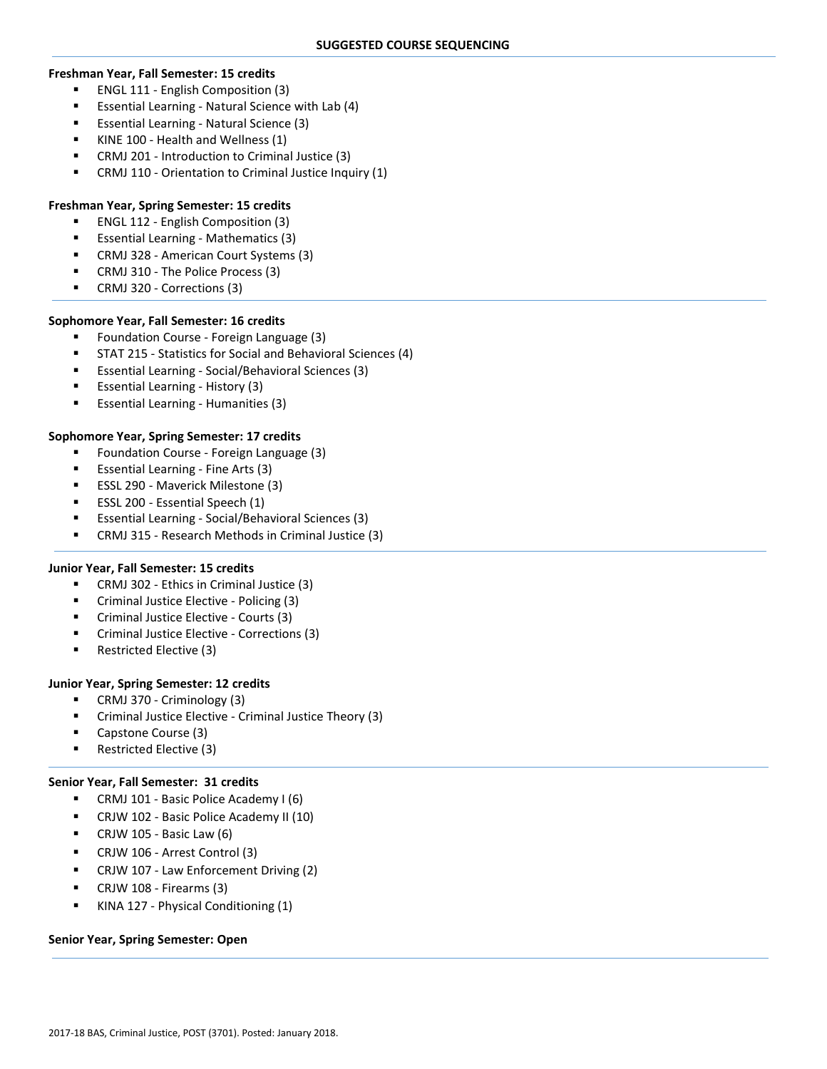## SUGGESTED COURSE SEQUENCING

**Freshman Year, Fall Semester: 15 credits**

- ENGL 111 - English Composition (3)
- Essential Learning - Natural Science with Lab (4)
- Essential Learning - Natural Science (3)
- KINE 100 - Health and Wellness (1)
- CRMJ 201 - Introduction to Criminal Justice (3)
- CRMJ 110 - Orientation to Criminal Justice Inquiry (1)

**Freshman Year, Spring Semester: 15 credits**

- ENGL 112 - English Composition (3)
- Essential Learning - Mathematics (3)
- CRMJ 328 - American Court Systems (3)
- CRMJ 310 - The Police Process (3)
- CRMJ 320 - Corrections (3)

**Sophomore Year, Fall Semester: 16 credits**

- Foundation Course - Foreign Language (3)
- STAT 215 - Statistics for Social and Behavioral Sciences (4)
- Essential Learning - Social/Behavioral Sciences (3)
- Essential Learning - History (3)
- Essential Learning - Humanities (3)

**Sophomore Year, Spring Semester: 17 credits**

- Foundation Course - Foreign Language (3)
- Essential Learning - Fine Arts (3)
- ESSL 290 - Maverick Milestone (3)
- ESSL 200 - Essential Speech (1)
- Essential Learning - Social/Behavioral Sciences (3)
- CRMJ 315 - Research Methods in Criminal Justice (3)

**Junior Year, Fall Semester: 15 credits**

- CRMJ 302 - Ethics in Criminal Justice (3)
- Criminal Justice Elective - Policing (3)
- Criminal Justice Elective - Courts (3)
- Criminal Justice Elective - Corrections (3)
- Restricted Elective (3)

**Junior Year, Spring Semester: 12 credits**

- CRMJ 370 - Criminology (3)
- Criminal Justice Elective - Criminal Justice Theory (3)
- Capstone Course (3)
- Restricted Elective (3)

**Senior Year, Fall Semester: 31 credits**

- CRMJ 101 - Basic Police Academy I (6)
- CRJW 102 - Basic Police Academy II (10)
- CRJW 105 - Basic Law (6)
- CRJW 106 - Arrest Control (3)
- CRJW 107 - Law Enforcement Driving (2)
- CRJW 108 - Firearms (3)
- KINA 127 - Physical Conditioning (1)

**Senior Year, Spring Semester: Open**

2017-18 BAS, Criminal Justice, POST (3701). Posted: January 2018.